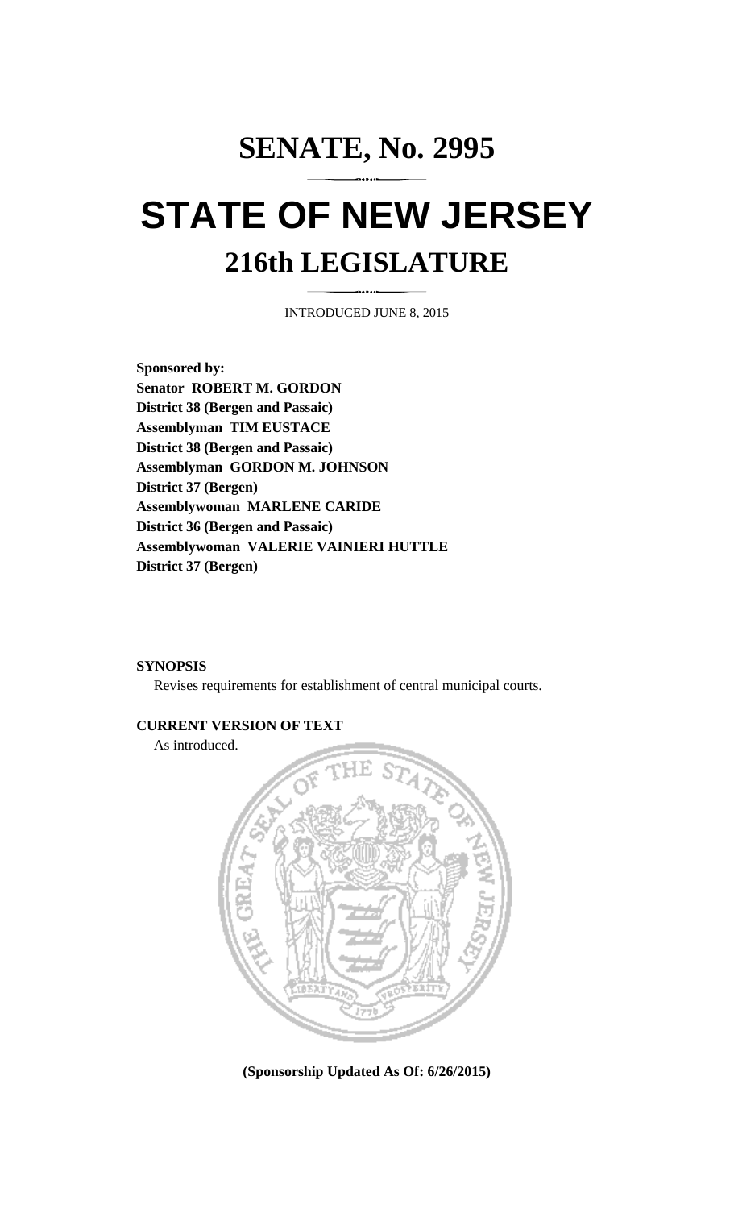# SENATE, No. 2995

# STATE OF NEW JERSEY

## 216th LEGISLATURE

INTRODUCED JUNE 8, 2015

**Sponsored by:**
**Senator ROBERT M. GORDON**
**District 38 (Bergen and Passaic)**
**Assemblyman TIM EUSTACE**
**District 38 (Bergen and Passaic)**
**Assemblyman GORDON M. JOHNSON**
**District 37 (Bergen)**
**Assemblywoman MARLENE CARIDE**
**District 36 (Bergen and Passaic)**
**Assemblywoman VALERIE VAINIERI HUTTLE**
**District 37 (Bergen)**

**SYNOPSIS**

Revises requirements for establishment of central municipal courts.

**CURRENT VERSION OF TEXT**

As introduced.

**(Sponsorship Updated As Of: 6/26/2015)**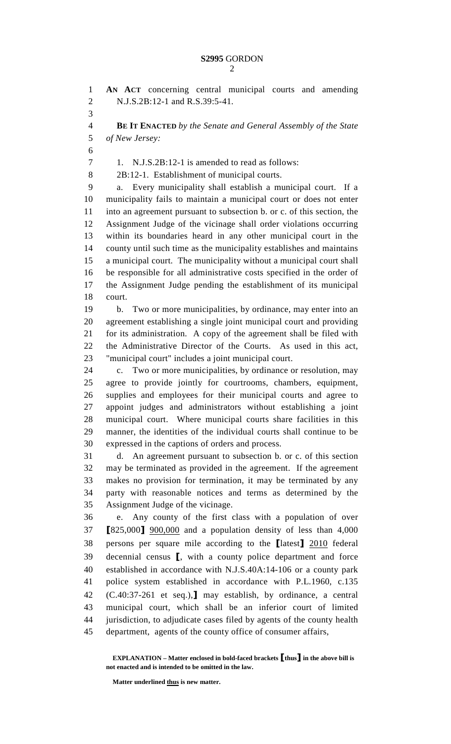**AN ACT** concerning central municipal courts and amending N.J.S.2B:12-1 and R.S.39:5-41.

**BE IT ENACTED** *by the Senate and General Assembly of the State of New Jersey:*

1. N.J.S.2B:12-1 is amended to read as follows:

2B:12-1. Establishment of municipal courts.

a. Every municipality shall establish a municipal court. If a municipality fails to maintain a municipal court or does not enter into an agreement pursuant to subsection b. or c. of this section, the Assignment Judge of the vicinage shall order violations occurring within its boundaries heard in any other municipal court in the county until such time as the municipality establishes and maintains a municipal court. The municipality without a municipal court shall be responsible for all administrative costs specified in the order of the Assignment Judge pending the establishment of its municipal court.

b. Two or more municipalities, by ordinance, may enter into an agreement establishing a single joint municipal court and providing for its administration. A copy of the agreement shall be filed with the Administrative Director of the Courts. As used in this act, "municipal court" includes a joint municipal court.

c. Two or more municipalities, by ordinance or resolution, may agree to provide jointly for courtrooms, chambers, equipment, supplies and employees for their municipal courts and agree to appoint judges and administrators without establishing a joint municipal court. Where municipal courts share facilities in this manner, the identities of the individual courts shall continue to be expressed in the captions of orders and process.

d. An agreement pursuant to subsection b. or c. of this section may be terminated as provided in the agreement. If the agreement makes no provision for termination, it may be terminated by any party with reasonable notices and terms as determined by the Assignment Judge of the vicinage.

e. Any county of the first class with a population of over **⟦**825,000**⟧** <u>900,000</u> and a population density of less than 4,000 persons per square mile according to the **⟦**latest**⟧** <u>2010</u> federal decennial census **⟦**, with a county police department and force established in accordance with N.J.S.40A:14-106 or a county park police system established in accordance with P.L.1960, c.135 (C.40:37-261 et seq.),**⟧** may establish, by ordinance, a central municipal court, which shall be an inferior court of limited jurisdiction, to adjudicate cases filed by agents of the county health department, agents of the county office of consumer affairs,

**EXPLANATION – Matter enclosed in bold-faced brackets ⟦thus⟧ in the above bill is not enacted and is intended to be omitted in the law.**

**Matter underlined <u>thus</u> is new matter.**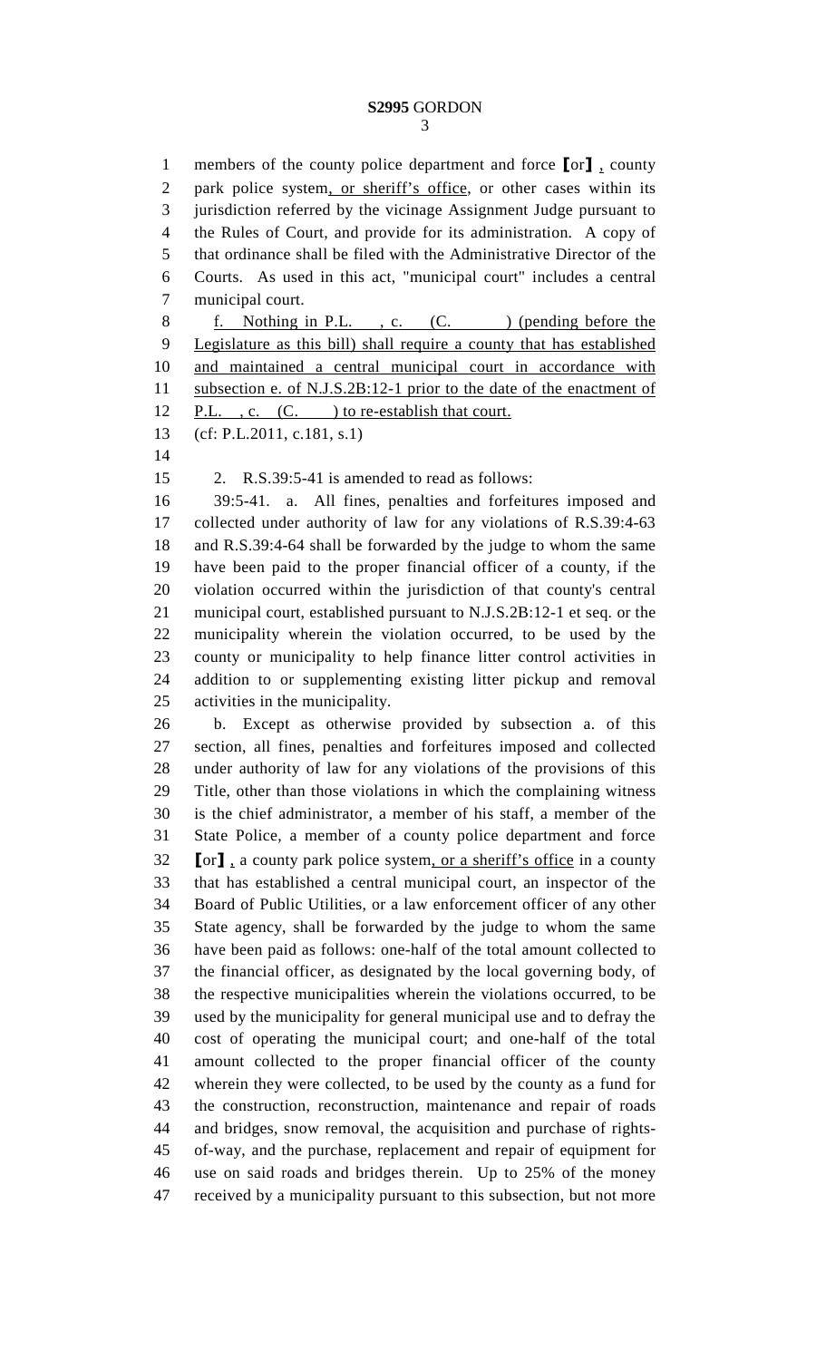members of the county police department and force ⟦or⟧ , county park police system, or sheriff's office, or other cases within its jurisdiction referred by the vicinage Assignment Judge pursuant to the Rules of Court, and provide for its administration. A copy of that ordinance shall be filed with the Administrative Director of the Courts. As used in this act, "municipal court" includes a central municipal court.

f. Nothing in P.L. , c. (C. ) (pending before the Legislature as this bill) shall require a county that has established and maintained a central municipal court in accordance with subsection e. of N.J.S.2B:12-1 prior to the date of the enactment of P.L. , c. (C. ) to re-establish that court.

(cf: P.L.2011, c.181, s.1)

2. R.S.39:5-41 is amended to read as follows:

39:5-41. a. All fines, penalties and forfeitures imposed and collected under authority of law for any violations of R.S.39:4-63 and R.S.39:4-64 shall be forwarded by the judge to whom the same have been paid to the proper financial officer of a county, if the violation occurred within the jurisdiction of that county's central municipal court, established pursuant to N.J.S.2B:12-1 et seq. or the municipality wherein the violation occurred, to be used by the county or municipality to help finance litter control activities in addition to or supplementing existing litter pickup and removal activities in the municipality.

b. Except as otherwise provided by subsection a. of this section, all fines, penalties and forfeitures imposed and collected under authority of law for any violations of the provisions of this Title, other than those violations in which the complaining witness is the chief administrator, a member of his staff, a member of the State Police, a member of a county police department and force ⟦or⟧ , a county park police system, or a sheriff's office in a county that has established a central municipal court, an inspector of the Board of Public Utilities, or a law enforcement officer of any other State agency, shall be forwarded by the judge to whom the same have been paid as follows: one-half of the total amount collected to the financial officer, as designated by the local governing body, of the respective municipalities wherein the violations occurred, to be used by the municipality for general municipal use and to defray the cost of operating the municipal court; and one-half of the total amount collected to the proper financial officer of the county wherein they were collected, to be used by the county as a fund for the construction, reconstruction, maintenance and repair of roads and bridges, snow removal, the acquisition and purchase of rights-of-way, and the purchase, replacement and repair of equipment for use on said roads and bridges therein. Up to 25% of the money received by a municipality pursuant to this subsection, but not more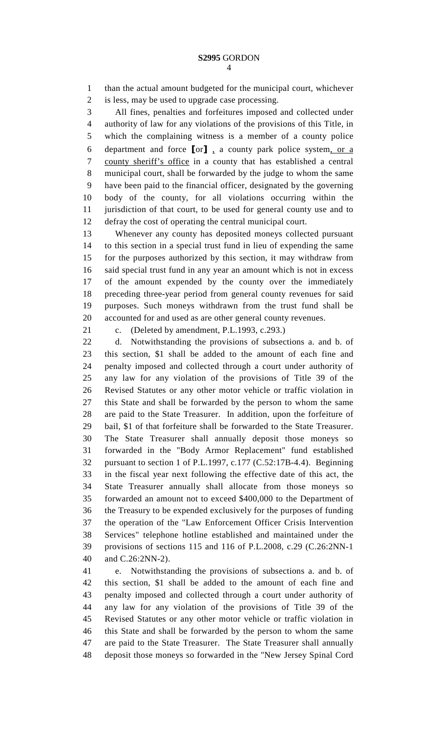than the actual amount budgeted for the municipal court, whichever is less, may be used to upgrade case processing.

All fines, penalties and forfeitures imposed and collected under authority of law for any violations of the provisions of this Title, in which the complaining witness is a member of a county police department and force [or] , a county park police system, or a county sheriff's office in a county that has established a central municipal court, shall be forwarded by the judge to whom the same have been paid to the financial officer, designated by the governing body of the county, for all violations occurring within the jurisdiction of that court, to be used for general county use and to defray the cost of operating the central municipal court.

Whenever any county has deposited moneys collected pursuant to this section in a special trust fund in lieu of expending the same for the purposes authorized by this section, it may withdraw from said special trust fund in any year an amount which is not in excess of the amount expended by the county over the immediately preceding three-year period from general county revenues for said purposes. Such moneys withdrawn from the trust fund shall be accounted for and used as are other general county revenues.

c. (Deleted by amendment, P.L.1993, c.293.)

d. Notwithstanding the provisions of subsections a. and b. of this section, $1 shall be added to the amount of each fine and penalty imposed and collected through a court under authority of any law for any violation of the provisions of Title 39 of the Revised Statutes or any other motor vehicle or traffic violation in this State and shall be forwarded by the person to whom the same are paid to the State Treasurer. In addition, upon the forfeiture of bail, $1 of that forfeiture shall be forwarded to the State Treasurer. The State Treasurer shall annually deposit those moneys so forwarded in the "Body Armor Replacement" fund established pursuant to section 1 of P.L.1997, c.177 (C.52:17B-4.4). Beginning in the fiscal year next following the effective date of this act, the State Treasurer annually shall allocate from those moneys so forwarded an amount not to exceed $400,000 to the Department of the Treasury to be expended exclusively for the purposes of funding the operation of the "Law Enforcement Officer Crisis Intervention Services" telephone hotline established and maintained under the provisions of sections 115 and 116 of P.L.2008, c.29 (C.26:2NN-1 and C.26:2NN-2).

e. Notwithstanding the provisions of subsections a. and b. of this section, $1 shall be added to the amount of each fine and penalty imposed and collected through a court under authority of any law for any violation of the provisions of Title 39 of the Revised Statutes or any other motor vehicle or traffic violation in this State and shall be forwarded by the person to whom the same are paid to the State Treasurer. The State Treasurer shall annually deposit those moneys so forwarded in the "New Jersey Spinal Cord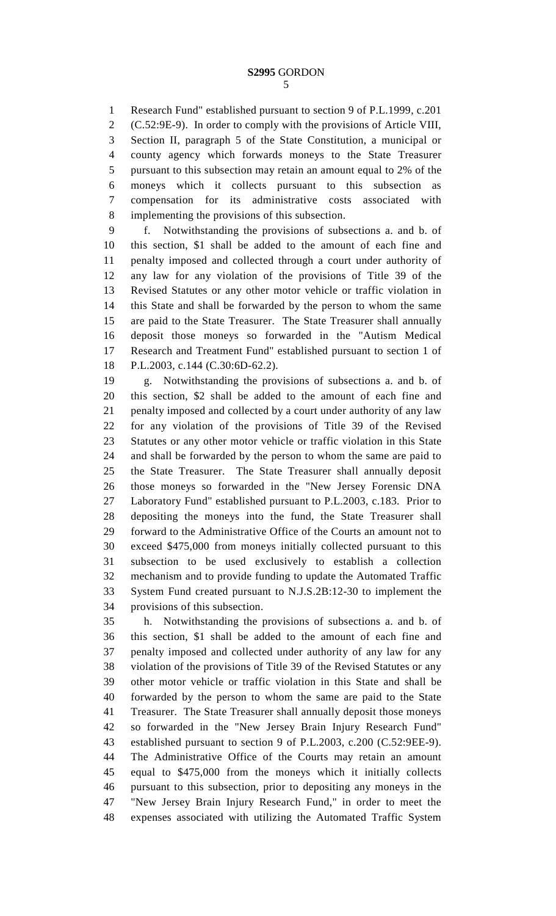Research Fund" established pursuant to section 9 of P.L.1999, c.201 (C.52:9E-9). In order to comply with the provisions of Article VIII, Section II, paragraph 5 of the State Constitution, a municipal or county agency which forwards moneys to the State Treasurer pursuant to this subsection may retain an amount equal to 2% of the moneys which it collects pursuant to this subsection as compensation for its administrative costs associated with implementing the provisions of this subsection.

f. Notwithstanding the provisions of subsections a. and b. of this section, $1 shall be added to the amount of each fine and penalty imposed and collected through a court under authority of any law for any violation of the provisions of Title 39 of the Revised Statutes or any other motor vehicle or traffic violation in this State and shall be forwarded by the person to whom the same are paid to the State Treasurer. The State Treasurer shall annually deposit those moneys so forwarded in the "Autism Medical Research and Treatment Fund" established pursuant to section 1 of P.L.2003, c.144 (C.30:6D-62.2).

g. Notwithstanding the provisions of subsections a. and b. of this section, $2 shall be added to the amount of each fine and penalty imposed and collected by a court under authority of any law for any violation of the provisions of Title 39 of the Revised Statutes or any other motor vehicle or traffic violation in this State and shall be forwarded by the person to whom the same are paid to the State Treasurer. The State Treasurer shall annually deposit those moneys so forwarded in the "New Jersey Forensic DNA Laboratory Fund" established pursuant to P.L.2003, c.183. Prior to depositing the moneys into the fund, the State Treasurer shall forward to the Administrative Office of the Courts an amount not to exceed $475,000 from moneys initially collected pursuant to this subsection to be used exclusively to establish a collection mechanism and to provide funding to update the Automated Traffic System Fund created pursuant to N.J.S.2B:12-30 to implement the provisions of this subsection.

h. Notwithstanding the provisions of subsections a. and b. of this section, $1 shall be added to the amount of each fine and penalty imposed and collected under authority of any law for any violation of the provisions of Title 39 of the Revised Statutes or any other motor vehicle or traffic violation in this State and shall be forwarded by the person to whom the same are paid to the State Treasurer. The State Treasurer shall annually deposit those moneys so forwarded in the "New Jersey Brain Injury Research Fund" established pursuant to section 9 of P.L.2003, c.200 (C.52:9EE-9). The Administrative Office of the Courts may retain an amount equal to $475,000 from the moneys which it initially collects pursuant to this subsection, prior to depositing any moneys in the "New Jersey Brain Injury Research Fund," in order to meet the expenses associated with utilizing the Automated Traffic System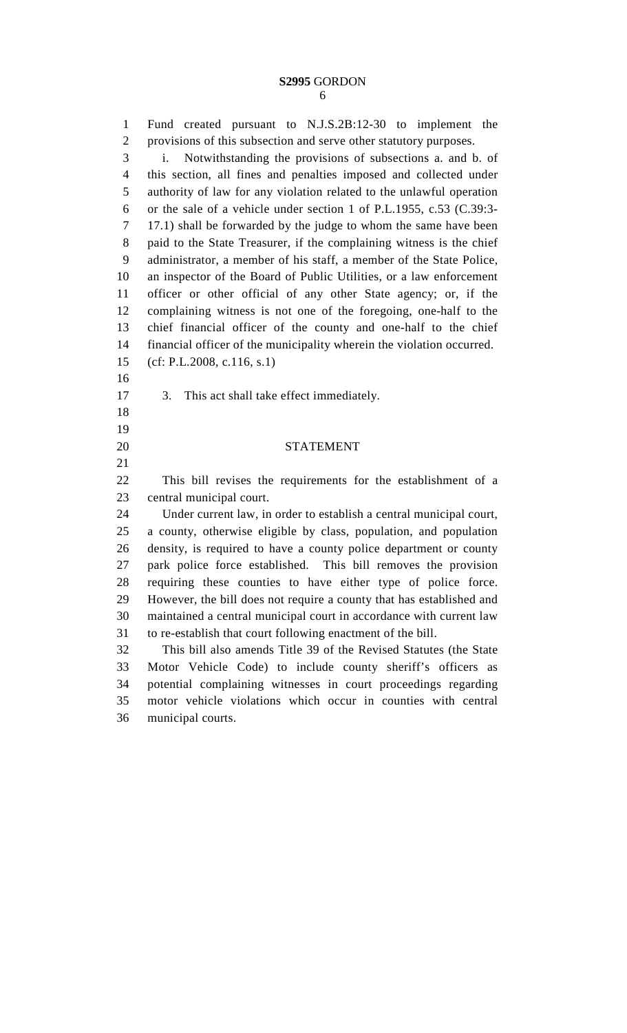Fund created pursuant to N.J.S.2B:12-30 to implement the provisions of this subsection and serve other statutory purposes.

i. Notwithstanding the provisions of subsections a. and b. of this section, all fines and penalties imposed and collected under authority of law for any violation related to the unlawful operation or the sale of a vehicle under section 1 of P.L.1955, c.53 (C.39:3-17.1) shall be forwarded by the judge to whom the same have been paid to the State Treasurer, if the complaining witness is the chief administrator, a member of his staff, a member of the State Police, an inspector of the Board of Public Utilities, or a law enforcement officer or other official of any other State agency; or, if the complaining witness is not one of the foregoing, one-half to the chief financial officer of the county and one-half to the chief financial officer of the municipality wherein the violation occurred.

(cf: P.L.2008, c.116, s.1)

3. This act shall take effect immediately.

## STATEMENT

This bill revises the requirements for the establishment of a central municipal court.

Under current law, in order to establish a central municipal court, a county, otherwise eligible by class, population, and population density, is required to have a county police department or county park police force established. This bill removes the provision requiring these counties to have either type of police force. However, the bill does not require a county that has established and maintained a central municipal court in accordance with current law to re-establish that court following enactment of the bill.

This bill also amends Title 39 of the Revised Statutes (the State Motor Vehicle Code) to include county sheriff's officers as potential complaining witnesses in court proceedings regarding motor vehicle violations which occur in counties with central municipal courts.